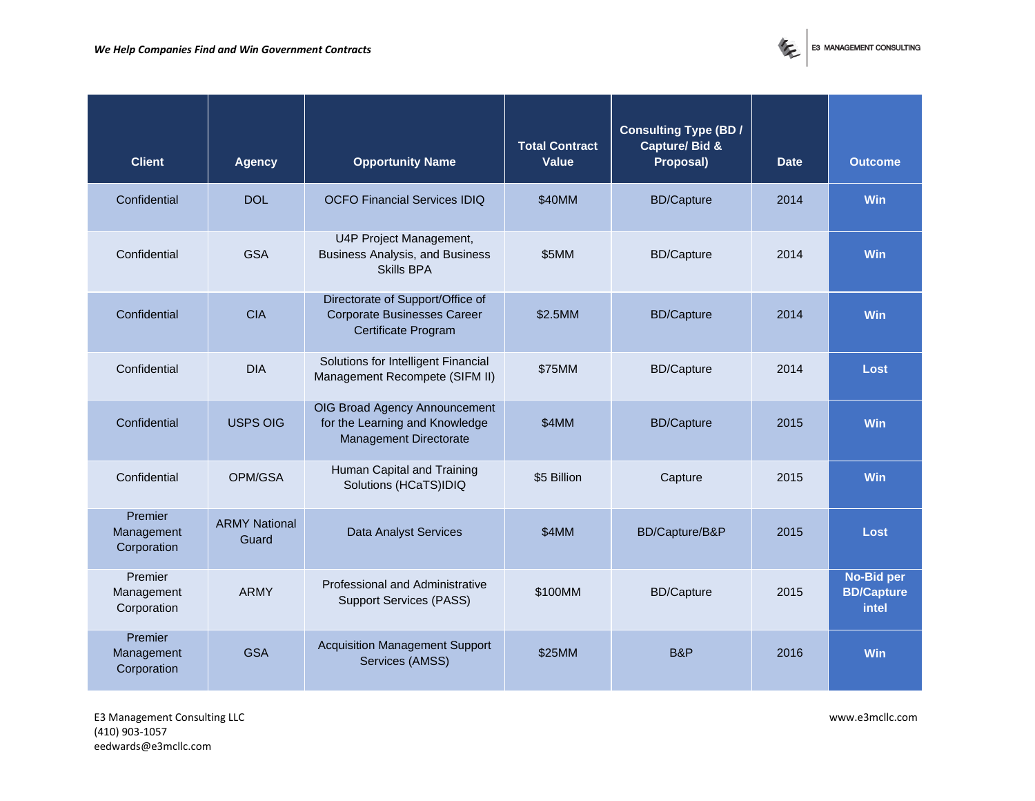| Client | Agency | Opportunity Name | Total Contract Value | Consulting Type (BD / Capture/ Bid & Proposal) | Date | Outcome |
|---|---|---|---|---|---|---|
| Confidential | DOL | OCFO Financial Services IDIQ | $40MM | BD/Capture | 2014 | Win |
| Confidential | GSA | U4P Project Management, Business Analysis, and Business Skills BPA | $5MM | BD/Capture | 2014 | Win |
| Confidential | CIA | Directorate of Support/Office of Corporate Businesses Career Certificate Program | $2.5MM | BD/Capture | 2014 | Win |
| Confidential | DIA | Solutions for Intelligent Financial Management Recompete (SIFM II) | $75MM | BD/Capture | 2014 | Lost |
| Confidential | USPS OIG | OIG Broad Agency Announcement for the Learning and Knowledge Management Directorate | $4MM | BD/Capture | 2015 | Win |
| Confidential | OPM/GSA | Human Capital and Training Solutions (HCaTS)IDIQ | $5 Billion | Capture | 2015 | Win |
| Premier Management Corporation | ARMY National Guard | Data Analyst Services | $4MM | BD/Capture/B&P | 2015 | Lost |
| Premier Management Corporation | ARMY | Professional and Administrative Support Services (PASS) | $100MM | BD/Capture | 2015 | No-Bid per BD/Capture intel |
| Premier Management Corporation | GSA | Acquisition Management Support Services (AMSS) | $25MM | B&P | 2016 | Win |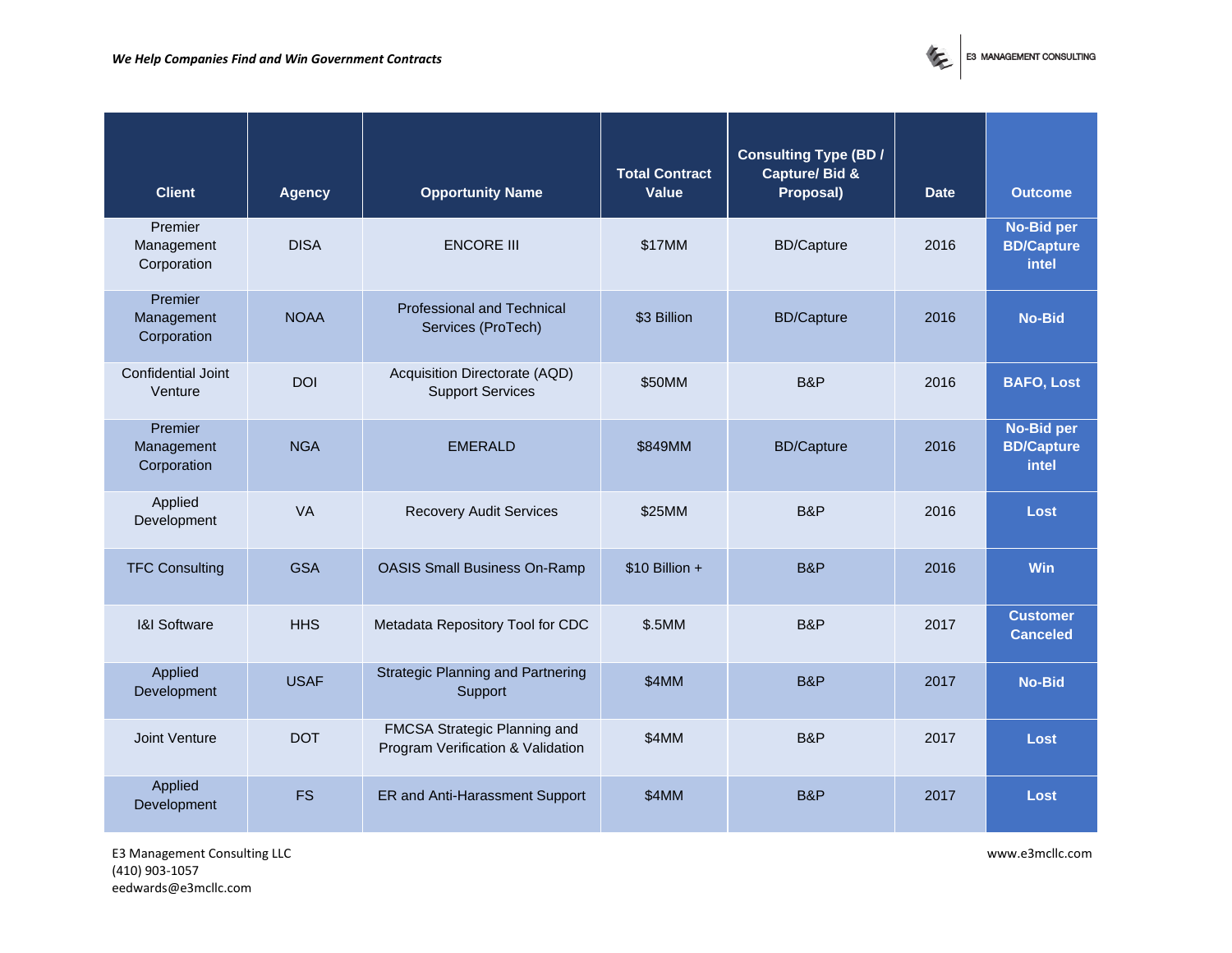| Client | Agency | Opportunity Name | Total Contract Value | Consulting Type (BD / Capture/ Bid & Proposal) | Date | Outcome |
|---|---|---|---|---|---|---|
| Premier Management Corporation | DISA | ENCORE III | $17MM | BD/Capture | 2016 | **No-Bid per BD/Capture intel** |
| Premier Management Corporation | NOAA | Professional and Technical Services (ProTech) | $3 Billion | BD/Capture | 2016 | **No-Bid** |
| Confidential Joint Venture | DOI | Acquisition Directorate (AQD) Support Services | $50MM | B&P | 2016 | **BAFO, Lost** |
| Premier Management Corporation | NGA | EMERALD | $849MM | BD/Capture | 2016 | **No-Bid per BD/Capture intel** |
| Applied Development | VA | Recovery Audit Services | $25MM | B&P | 2016 | **Lost** |
| TFC Consulting | GSA | OASIS Small Business On-Ramp | $10 Billion + | B&P | 2016 | **Win** |
| I&I Software | HHS | Metadata Repository Tool for CDC | $.5MM | B&P | 2017 | **Customer Canceled** |
| Applied Development | USAF | Strategic Planning and Partnering Support | $4MM | B&P | 2017 | **No-Bid** |
| Joint Venture | DOT | FMCSA Strategic Planning and Program Verification & Validation | $4MM | B&P | 2017 | **Lost** |
| Applied Development | FS | ER and Anti-Harassment Support | $4MM | B&P | 2017 | **Lost** |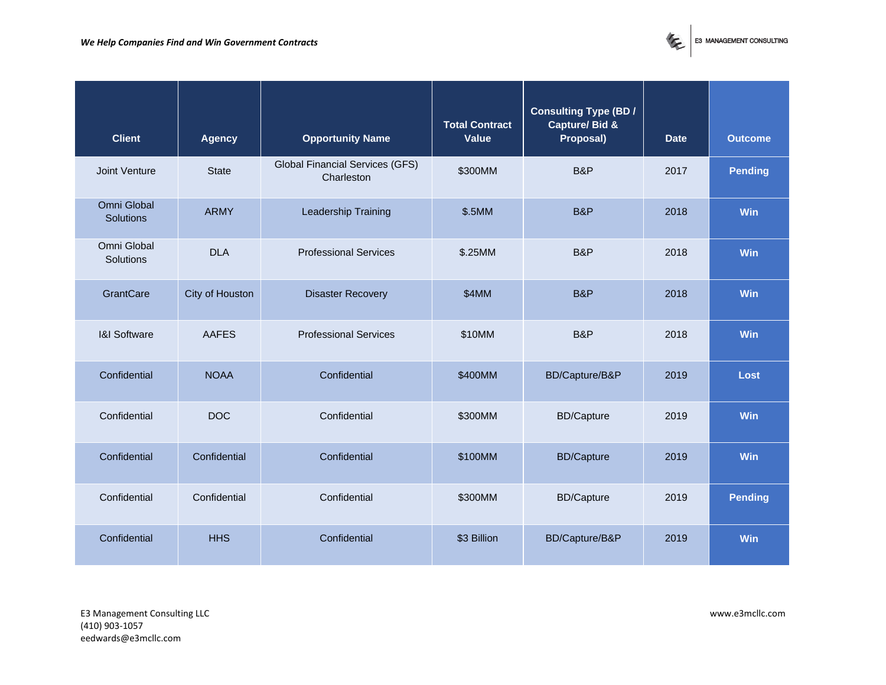| Client | Agency | Opportunity Name | Total Contract Value | Consulting Type (BD / Capture/ Bid & Proposal) | Date | Outcome |
|---|---|---|---|---|---|---|
| Joint Venture | State | Global Financial Services (GFS) Charleston | $300MM | B&P | 2017 | Pending |
| Omni Global Solutions | ARMY | Leadership Training | $.5MM | B&P | 2018 | Win |
| Omni Global Solutions | DLA | Professional Services | $.25MM | B&P | 2018 | Win |
| GrantCare | City of Houston | Disaster Recovery | $4MM | B&P | 2018 | Win |
| I&I Software | AAFES | Professional Services | $10MM | B&P | 2018 | Win |
| Confidential | NOAA | Confidential | $400MM | BD/Capture/B&P | 2019 | Lost |
| Confidential | DOC | Confidential | $300MM | BD/Capture | 2019 | Win |
| Confidential | Confidential | Confidential | $100MM | BD/Capture | 2019 | Win |
| Confidential | Confidential | Confidential | $300MM | BD/Capture | 2019 | Pending |
| Confidential | HHS | Confidential | $3 Billion | BD/Capture/B&P | 2019 | Win |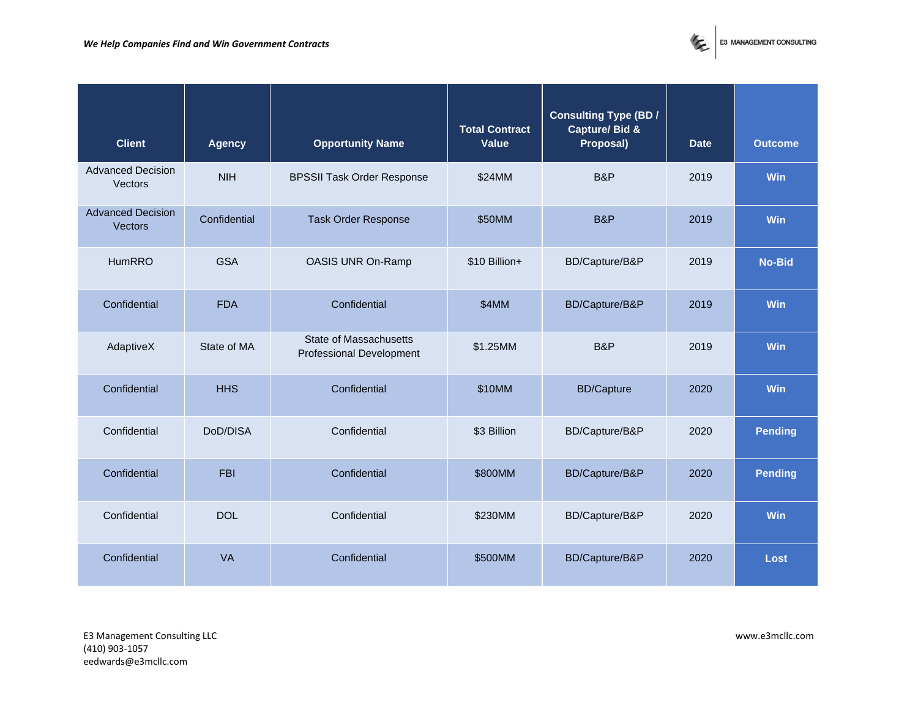| Client | Agency | Opportunity Name | Total Contract Value | Consulting Type (BD / Capture/ Bid & Proposal) | Date | Outcome |
|---|---|---|---|---|---|---|
| Advanced Decision Vectors | NIH | BPSSII Task Order Response | $24MM | B&P | 2019 | **Win** |
| Advanced Decision Vectors | Confidential | Task Order Response | $50MM | B&P | 2019 | **Win** |
| HumRRO | GSA | OASIS UNR On-Ramp | $10 Billion+ | BD/Capture/B&P | 2019 | **No-Bid** |
| Confidential | FDA | Confidential | $4MM | BD/Capture/B&P | 2019 | **Win** |
| AdaptiveX | State of MA | State of Massachusetts Professional Development | $1.25MM | B&P | 2019 | **Win** |
| Confidential | HHS | Confidential | $10MM | BD/Capture | 2020 | **Win** |
| Confidential | DoD/DISA | Confidential | $3 Billion | BD/Capture/B&P | 2020 | **Pending** |
| Confidential | FBI | Confidential | $800MM | BD/Capture/B&P | 2020 | **Pending** |
| Confidential | DOL | Confidential | $230MM | BD/Capture/B&P | 2020 | **Win** |
| Confidential | VA | Confidential | $500MM | BD/Capture/B&P | 2020 | **Lost** |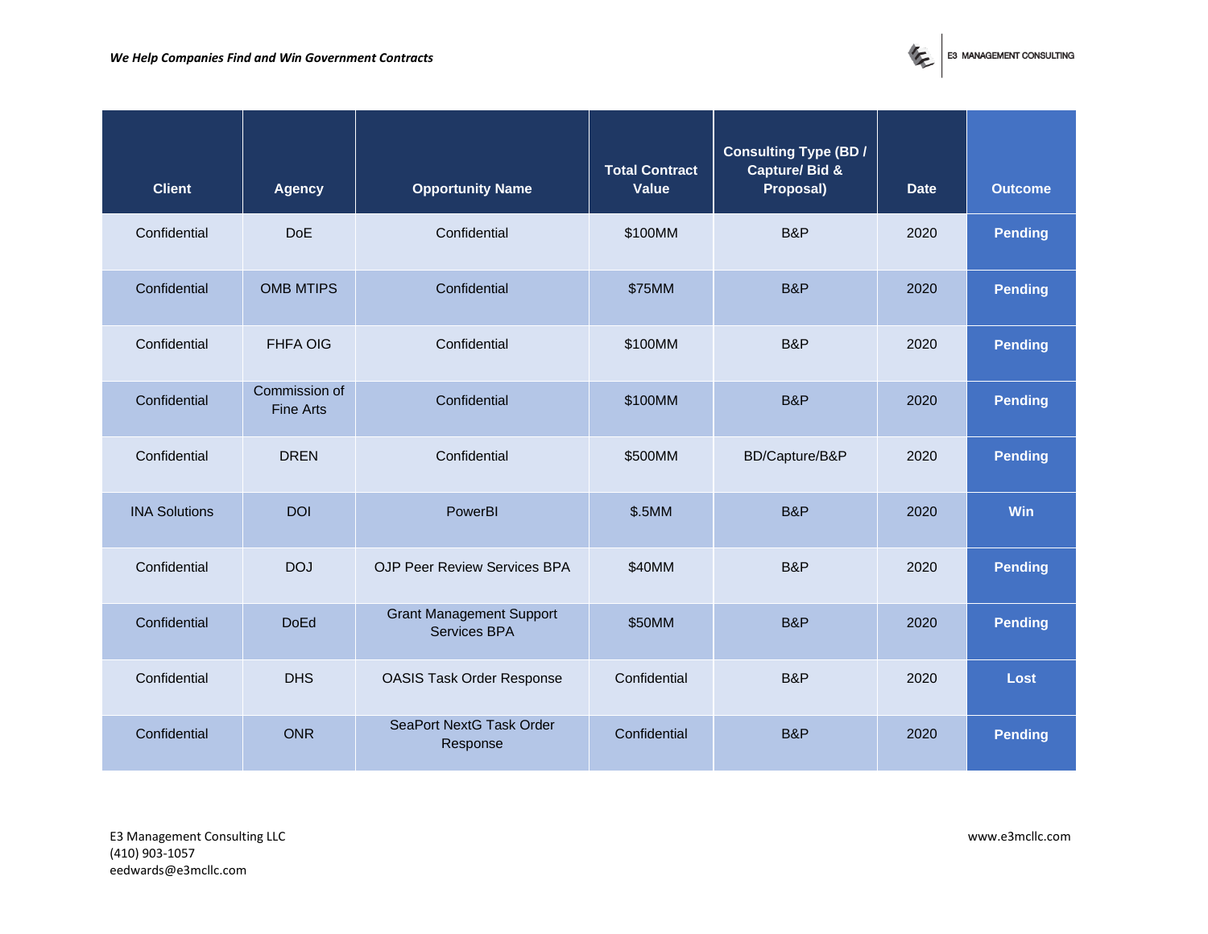| Client | Agency | Opportunity Name | Total Contract Value | Consulting Type (BD / Capture/ Bid & Proposal) | Date | Outcome |
|---|---|---|---|---|---|---|
| Confidential | DoE | Confidential | $100MM | B&P | 2020 | **Pending** |
| Confidential | OMB MTIPS | Confidential | $75MM | B&P | 2020 | **Pending** |
| Confidential | FHFA OIG | Confidential | $100MM | B&P | 2020 | **Pending** |
| Confidential | Commission of Fine Arts | Confidential | $100MM | B&P | 2020 | **Pending** |
| Confidential | DREN | Confidential | $500MM | BD/Capture/B&P | 2020 | **Pending** |
| INA Solutions | DOI | PowerBI | $.5MM | B&P | 2020 | **Win** |
| Confidential | DOJ | OJP Peer Review Services BPA | $40MM | B&P | 2020 | **Pending** |
| Confidential | DoEd | Grant Management Support Services BPA | $50MM | B&P | 2020 | **Pending** |
| Confidential | DHS | OASIS Task Order Response | Confidential | B&P | 2020 | **Lost** |
| Confidential | ONR | SeaPort NextG Task Order Response | Confidential | B&P | 2020 | **Pending** |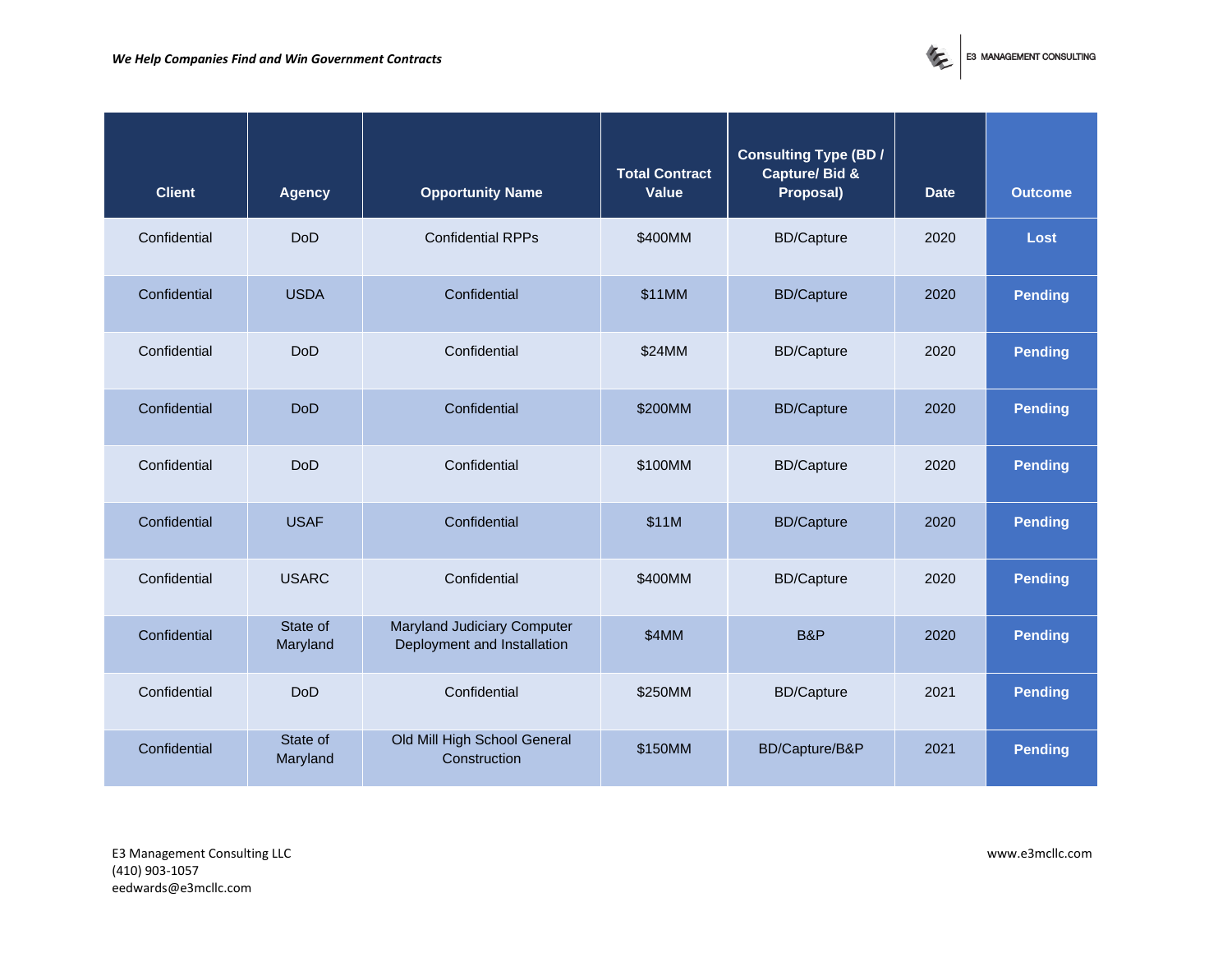| Client | Agency | Opportunity Name | Total Contract Value | Consulting Type (BD / Capture/ Bid & Proposal) | Date | Outcome |
|---|---|---|---|---|---|---|
| Confidential | DoD | Confidential RPPs | $400MM | BD/Capture | 2020 | **Lost** |
| Confidential | USDA | Confidential | $11MM | BD/Capture | 2020 | **Pending** |
| Confidential | DoD | Confidential | $24MM | BD/Capture | 2020 | **Pending** |
| Confidential | DoD | Confidential | $200MM | BD/Capture | 2020 | **Pending** |
| Confidential | DoD | Confidential | $100MM | BD/Capture | 2020 | **Pending** |
| Confidential | USAF | Confidential | $11M | BD/Capture | 2020 | **Pending** |
| Confidential | USARC | Confidential | $400MM | BD/Capture | 2020 | **Pending** |
| Confidential | State of Maryland | Maryland Judiciary Computer Deployment and Installation | $4MM | B&P | 2020 | **Pending** |
| Confidential | DoD | Confidential | $250MM | BD/Capture | 2021 | **Pending** |
| Confidential | State of Maryland | Old Mill High School General Construction | $150MM | BD/Capture/B&P | 2021 | **Pending** |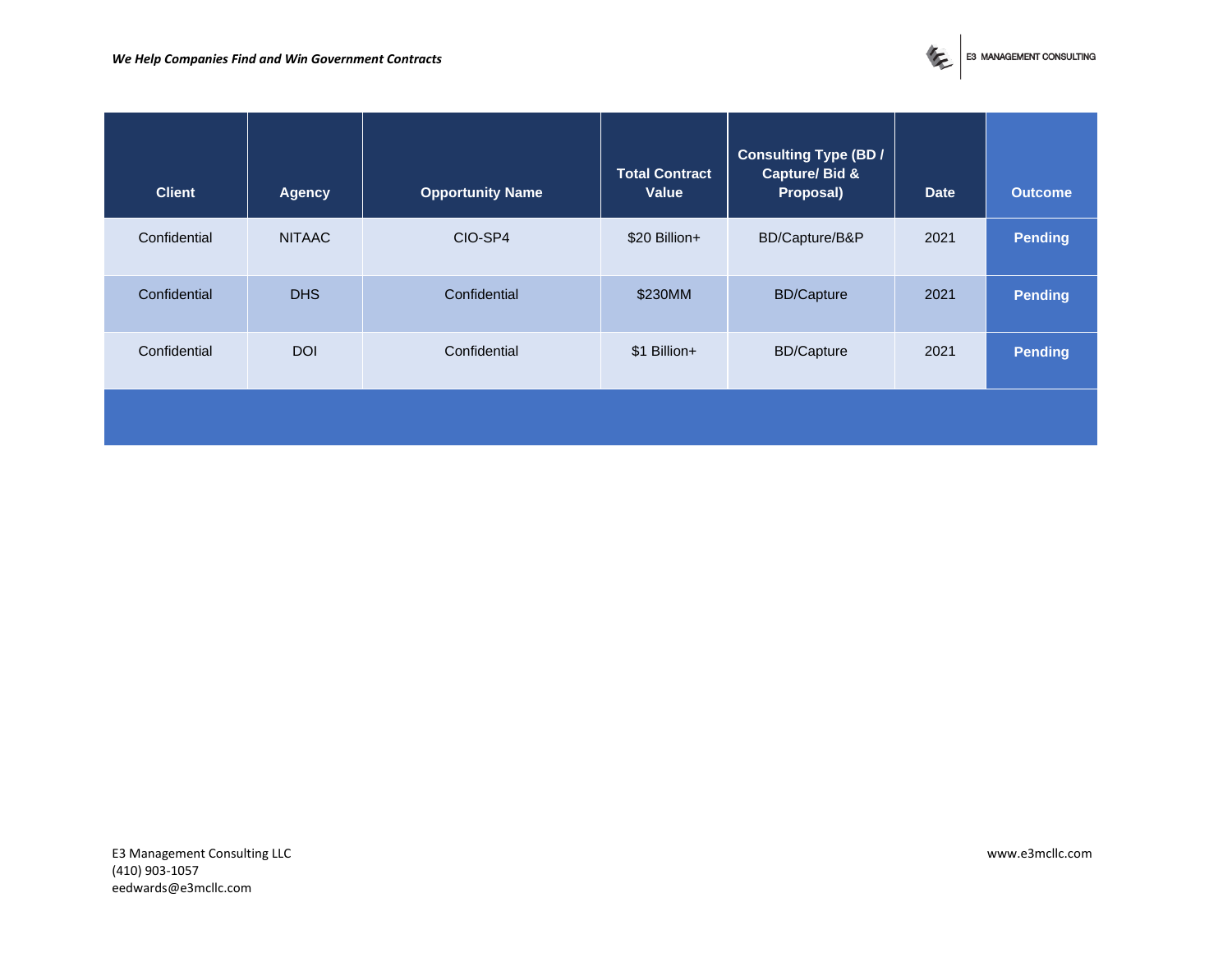| Client | Agency | Opportunity Name | Total Contract Value | Consulting Type (BD / Capture/ Bid & Proposal) | Date | Outcome |
|---|---|---|---|---|---|---|
| Confidential | NITAAC | CIO-SP4 | $20 Billion+ | BD/Capture/B&P | 2021 | **Pending** |
| Confidential | DHS | Confidential | $230MM | BD/Capture | 2021 | **Pending** |
| Confidential | DOI | Confidential | $1 Billion+ | BD/Capture | 2021 | **Pending** |

E3 Management Consulting LLC
(410) 903-1057
eedwards@e3mcllc.com

www.e3mcllc.com